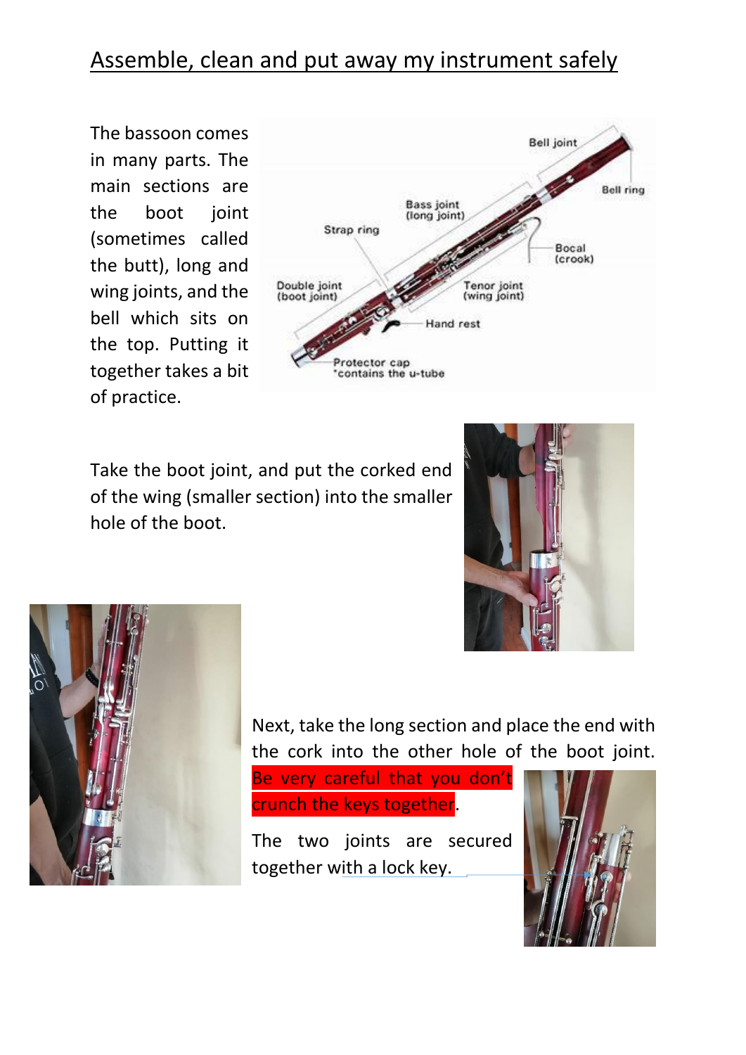# Assemble, clean and put away my instrument safely

The bassoon comes in many parts. The main sections are the boot joint (sometimes called the butt), long and wing joints, and the bell which sits on the top. Putting it together takes a bit of practice.

Take the boot joint, and put the corked end of the wing (smaller section) into the smaller hole of the boot.

Next, take the long section and place the end with the cork into the other hole of the boot joint. Be very careful that you don't crunch the keys together.

The two joints are secured together with a lock key.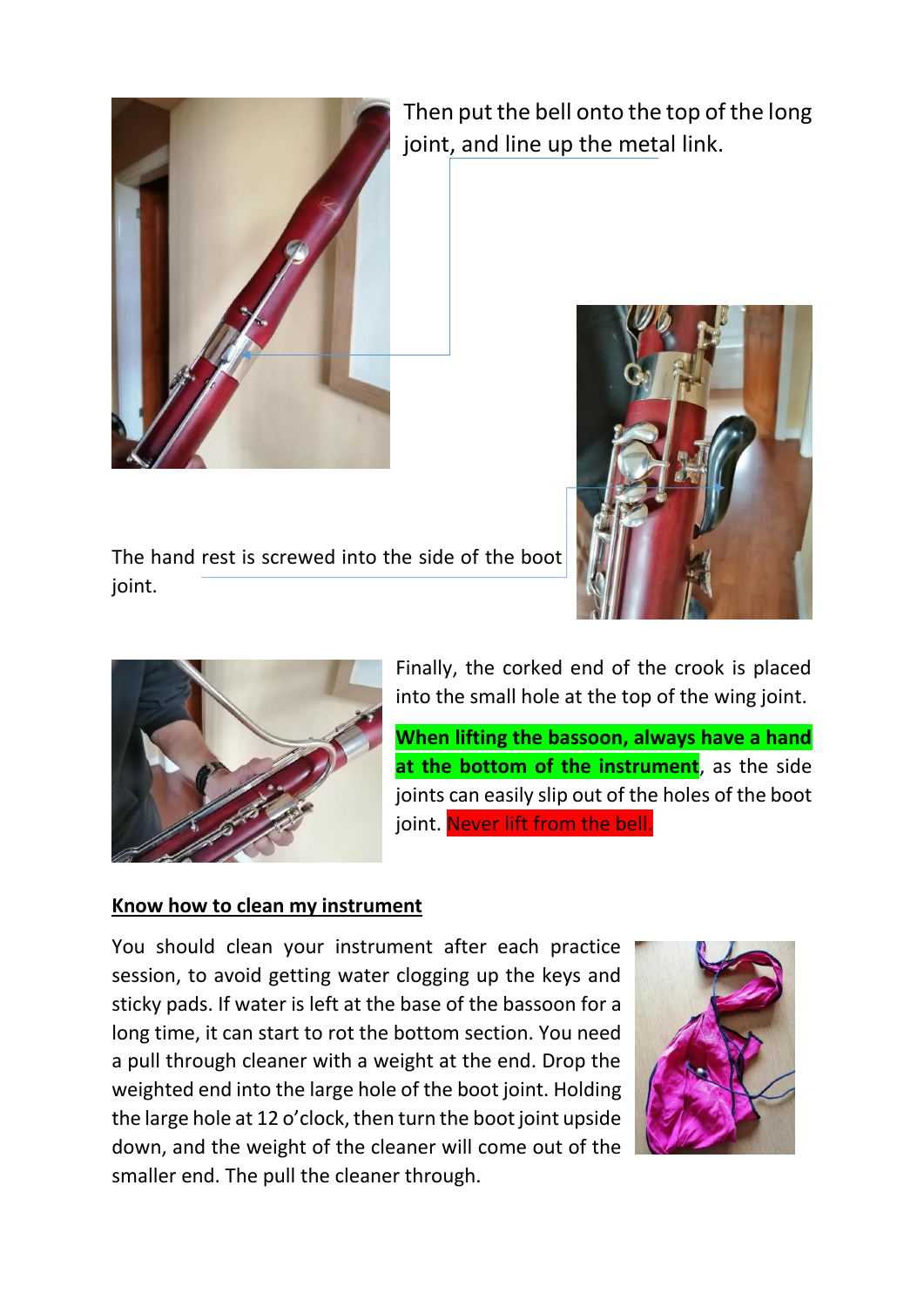Then put the bell onto the top of the long joint, and line up the metal link.

The hand rest is screwed into the side of the boot joint.

Finally, the corked end of the crook is placed into the small hole at the top of the wing joint.

**When lifting the bassoon, always have a hand at the bottom of the instrument**, as the side joints can easily slip out of the holes of the boot joint. Never lift from the bell.

**Know how to clean my instrument**

You should clean your instrument after each practice session, to avoid getting water clogging up the keys and sticky pads. If water is left at the base of the bassoon for a long time, it can start to rot the bottom section. You need a pull through cleaner with a weight at the end. Drop the weighted end into the large hole of the boot joint. Holding the large hole at 12 o'clock, then turn the boot joint upside down, and the weight of the cleaner will come out of the smaller end. The pull the cleaner through.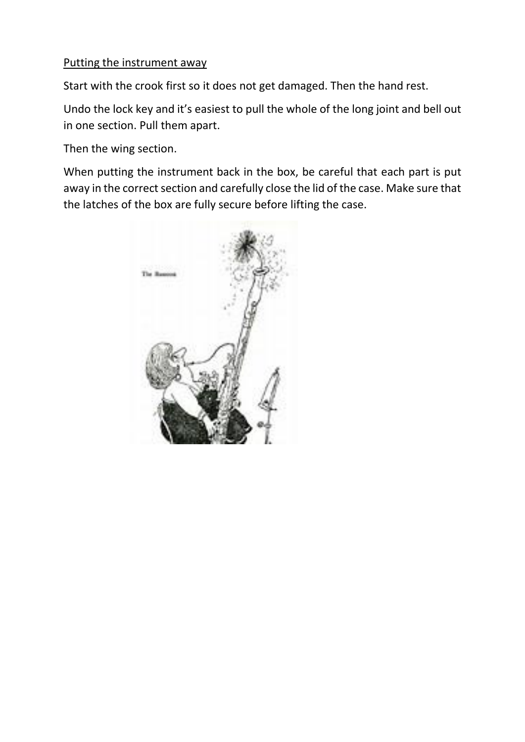Putting the instrument away

Start with the crook first so it does not get damaged. Then the hand rest.

Undo the lock key and it's easiest to pull the whole of the long joint and bell out in one section. Pull them apart.

Then the wing section.

When putting the instrument back in the box, be careful that each part is put away in the correct section and carefully close the lid of the case. Make sure that the latches of the box are fully secure before lifting the case.